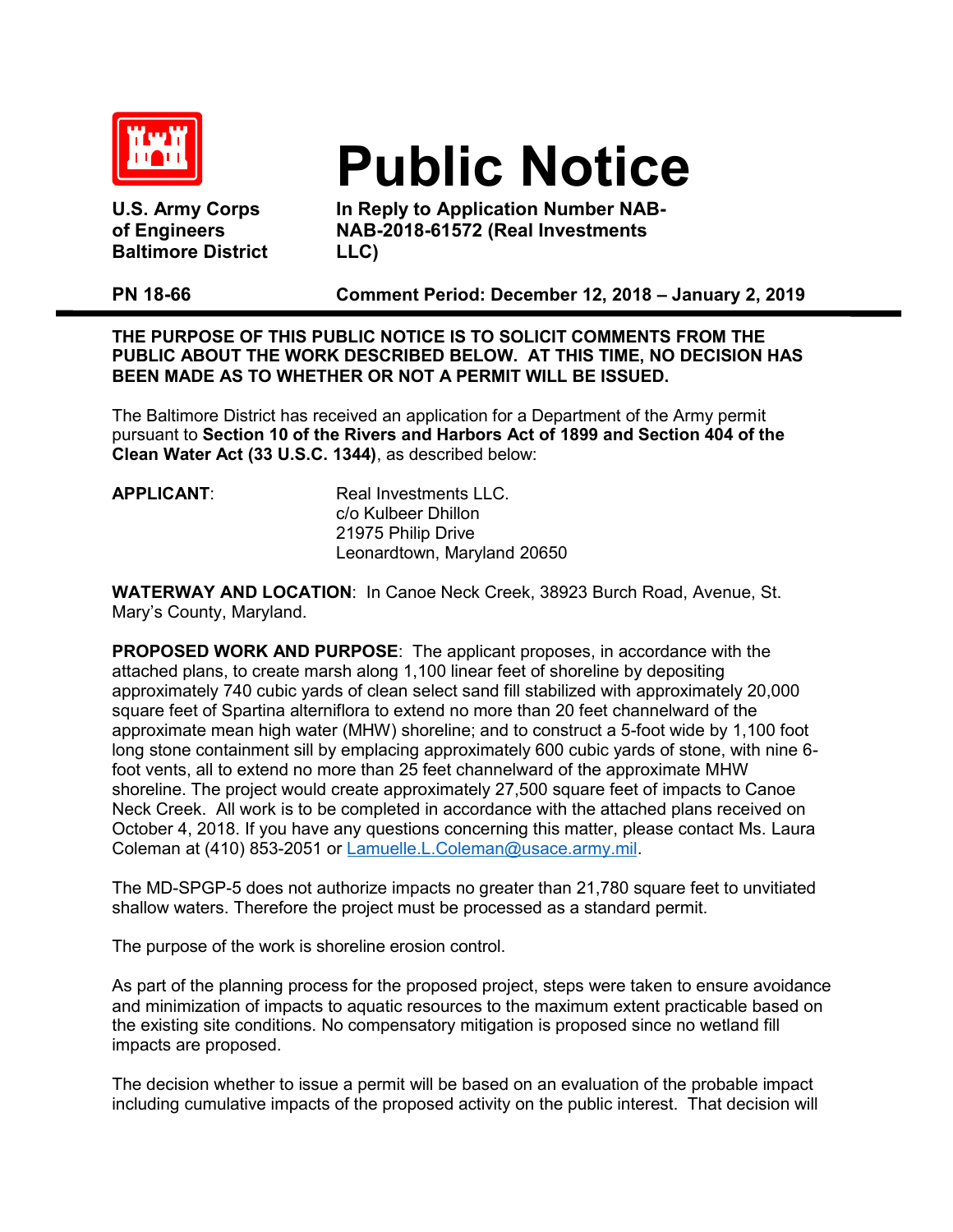# Public Notice

**U.S. Army Corps of Engineers Baltimore District**

**In Reply to Application Number NAB-NAB-2018-61572 (Real Investments LLC)**

**PN 18-66** **Comment Period: December 12, 2018 – January 2, 2019**

---

**THE PURPOSE OF THIS PUBLIC NOTICE IS TO SOLICIT COMMENTS FROM THE PUBLIC ABOUT THE WORK DESCRIBED BELOW. AT THIS TIME, NO DECISION HAS BEEN MADE AS TO WHETHER OR NOT A PERMIT WILL BE ISSUED.**

The Baltimore District has received an application for a Department of the Army permit pursuant to **Section 10 of the Rivers and Harbors Act of 1899 and Section 404 of the Clean Water Act (33 U.S.C. 1344)**, as described below:

**APPLICANT**: Real Investments LLC.
c/o Kulbeer Dhillon
21975 Philip Drive
Leonardtown, Maryland 20650

**WATERWAY AND LOCATION**: In Canoe Neck Creek, 38923 Burch Road, Avenue, St. Mary's County, Maryland.

**PROPOSED WORK AND PURPOSE**: The applicant proposes, in accordance with the attached plans, to create marsh along 1,100 linear feet of shoreline by depositing approximately 740 cubic yards of clean select sand fill stabilized with approximately 20,000 square feet of Spartina alterniflora to extend no more than 20 feet channelward of the approximate mean high water (MHW) shoreline; and to construct a 5-foot wide by 1,100 foot long stone containment sill by emplacing approximately 600 cubic yards of stone, with nine 6-foot vents, all to extend no more than 25 feet channelward of the approximate MHW shoreline. The project would create approximately 27,500 square feet of impacts to Canoe Neck Creek. All work is to be completed in accordance with the attached plans received on October 4, 2018. If you have any questions concerning this matter, please contact Ms. Laura Coleman at (410) 853-2051 or Lamuelle.L.Coleman@usace.army.mil.

The MD-SPGP-5 does not authorize impacts no greater than 21,780 square feet to unvitiated shallow waters. Therefore the project must be processed as a standard permit.

The purpose of the work is shoreline erosion control.

As part of the planning process for the proposed project, steps were taken to ensure avoidance and minimization of impacts to aquatic resources to the maximum extent practicable based on the existing site conditions. No compensatory mitigation is proposed since no wetland fill impacts are proposed.

The decision whether to issue a permit will be based on an evaluation of the probable impact including cumulative impacts of the proposed activity on the public interest. That decision will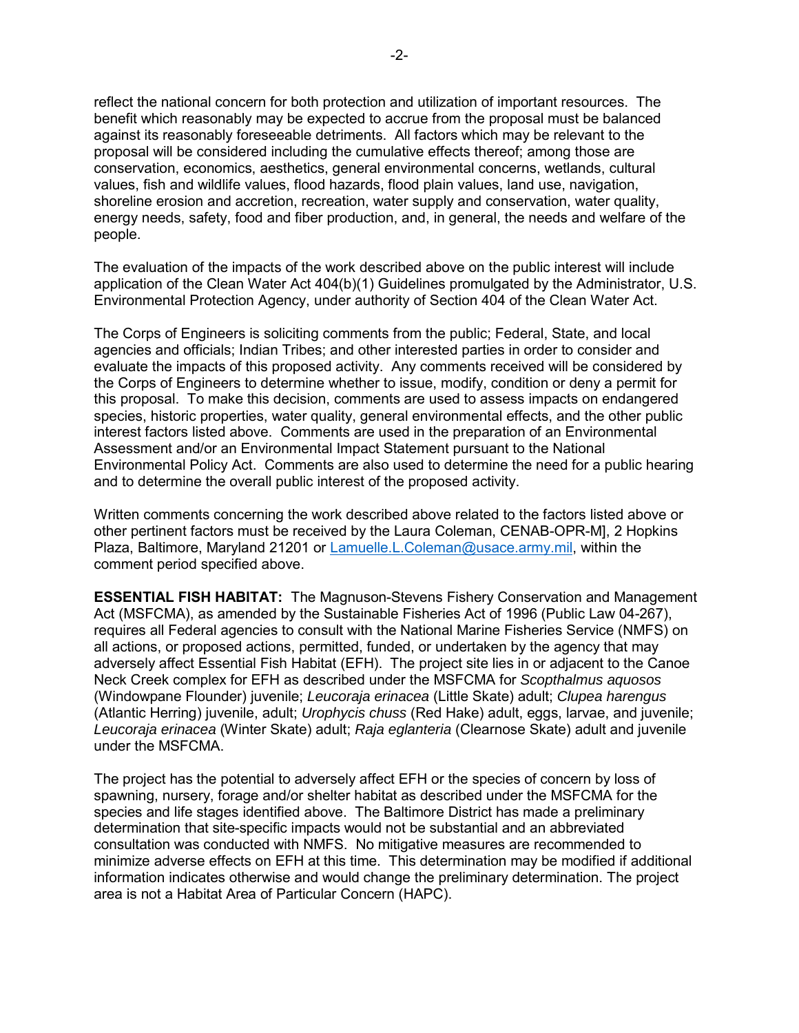reflect the national concern for both protection and utilization of important resources. The benefit which reasonably may be expected to accrue from the proposal must be balanced against its reasonably foreseeable detriments. All factors which may be relevant to the proposal will be considered including the cumulative effects thereof; among those are conservation, economics, aesthetics, general environmental concerns, wetlands, cultural values, fish and wildlife values, flood hazards, flood plain values, land use, navigation, shoreline erosion and accretion, recreation, water supply and conservation, water quality, energy needs, safety, food and fiber production, and, in general, the needs and welfare of the people.

The evaluation of the impacts of the work described above on the public interest will include application of the Clean Water Act 404(b)(1) Guidelines promulgated by the Administrator, U.S. Environmental Protection Agency, under authority of Section 404 of the Clean Water Act.

The Corps of Engineers is soliciting comments from the public; Federal, State, and local agencies and officials; Indian Tribes; and other interested parties in order to consider and evaluate the impacts of this proposed activity. Any comments received will be considered by the Corps of Engineers to determine whether to issue, modify, condition or deny a permit for this proposal. To make this decision, comments are used to assess impacts on endangered species, historic properties, water quality, general environmental effects, and the other public interest factors listed above. Comments are used in the preparation of an Environmental Assessment and/or an Environmental Impact Statement pursuant to the National Environmental Policy Act. Comments are also used to determine the need for a public hearing and to determine the overall public interest of the proposed activity.

Written comments concerning the work described above related to the factors listed above or other pertinent factors must be received by the Laura Coleman, CENAB-OPR-M], 2 Hopkins Plaza, Baltimore, Maryland 21201 or Lamuelle.L.Coleman@usace.army.mil, within the comment period specified above.

**ESSENTIAL FISH HABITAT:** The Magnuson-Stevens Fishery Conservation and Management Act (MSFCMA), as amended by the Sustainable Fisheries Act of 1996 (Public Law 04-267), requires all Federal agencies to consult with the National Marine Fisheries Service (NMFS) on all actions, or proposed actions, permitted, funded, or undertaken by the agency that may adversely affect Essential Fish Habitat (EFH). The project site lies in or adjacent to the Canoe Neck Creek complex for EFH as described under the MSFCMA for *Scopthalmus aquosos* (Windowpane Flounder) juvenile; *Leucoraja erinacea* (Little Skate) adult; *Clupea harengus* (Atlantic Herring) juvenile, adult; *Urophycis chuss* (Red Hake) adult, eggs, larvae, and juvenile; *Leucoraja erinacea* (Winter Skate) adult; *Raja eglanteria* (Clearnose Skate) adult and juvenile under the MSFCMA.

The project has the potential to adversely affect EFH or the species of concern by loss of spawning, nursery, forage and/or shelter habitat as described under the MSFCMA for the species and life stages identified above. The Baltimore District has made a preliminary determination that site-specific impacts would not be substantial and an abbreviated consultation was conducted with NMFS. No mitigative measures are recommended to minimize adverse effects on EFH at this time. This determination may be modified if additional information indicates otherwise and would change the preliminary determination. The project area is not a Habitat Area of Particular Concern (HAPC).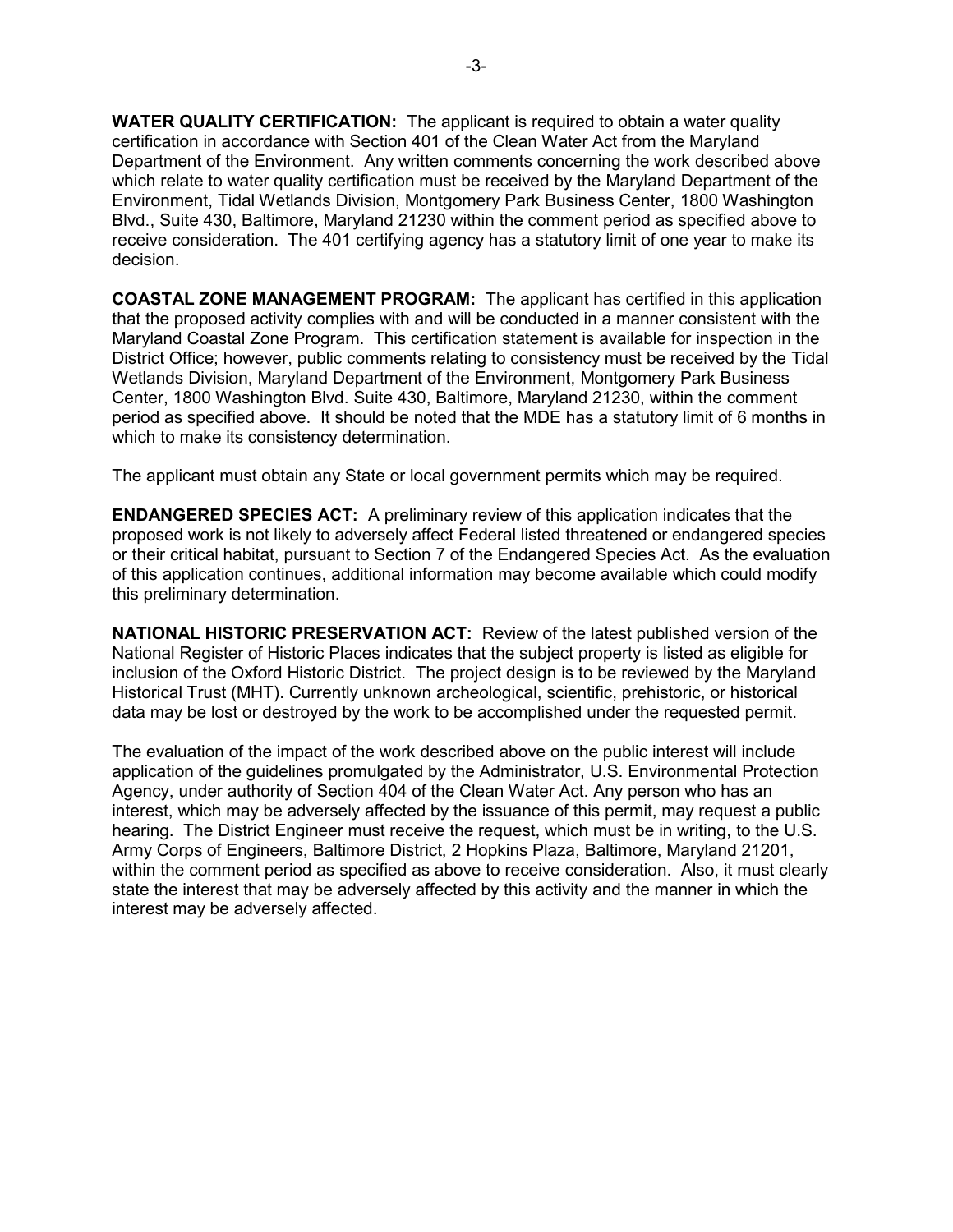**WATER QUALITY CERTIFICATION:** The applicant is required to obtain a water quality certification in accordance with Section 401 of the Clean Water Act from the Maryland Department of the Environment. Any written comments concerning the work described above which relate to water quality certification must be received by the Maryland Department of the Environment, Tidal Wetlands Division, Montgomery Park Business Center, 1800 Washington Blvd., Suite 430, Baltimore, Maryland 21230 within the comment period as specified above to receive consideration. The 401 certifying agency has a statutory limit of one year to make its decision.

**COASTAL ZONE MANAGEMENT PROGRAM:** The applicant has certified in this application that the proposed activity complies with and will be conducted in a manner consistent with the Maryland Coastal Zone Program. This certification statement is available for inspection in the District Office; however, public comments relating to consistency must be received by the Tidal Wetlands Division, Maryland Department of the Environment, Montgomery Park Business Center, 1800 Washington Blvd. Suite 430, Baltimore, Maryland 21230, within the comment period as specified above. It should be noted that the MDE has a statutory limit of 6 months in which to make its consistency determination.

The applicant must obtain any State or local government permits which may be required.

**ENDANGERED SPECIES ACT:** A preliminary review of this application indicates that the proposed work is not likely to adversely affect Federal listed threatened or endangered species or their critical habitat, pursuant to Section 7 of the Endangered Species Act. As the evaluation of this application continues, additional information may become available which could modify this preliminary determination.

**NATIONAL HISTORIC PRESERVATION ACT:** Review of the latest published version of the National Register of Historic Places indicates that the subject property is listed as eligible for inclusion of the Oxford Historic District. The project design is to be reviewed by the Maryland Historical Trust (MHT). Currently unknown archeological, scientific, prehistoric, or historical data may be lost or destroyed by the work to be accomplished under the requested permit.

The evaluation of the impact of the work described above on the public interest will include application of the guidelines promulgated by the Administrator, U.S. Environmental Protection Agency, under authority of Section 404 of the Clean Water Act. Any person who has an interest, which may be adversely affected by the issuance of this permit, may request a public hearing. The District Engineer must receive the request, which must be in writing, to the U.S. Army Corps of Engineers, Baltimore District, 2 Hopkins Plaza, Baltimore, Maryland 21201, within the comment period as specified as above to receive consideration. Also, it must clearly state the interest that may be adversely affected by this activity and the manner in which the interest may be adversely affected.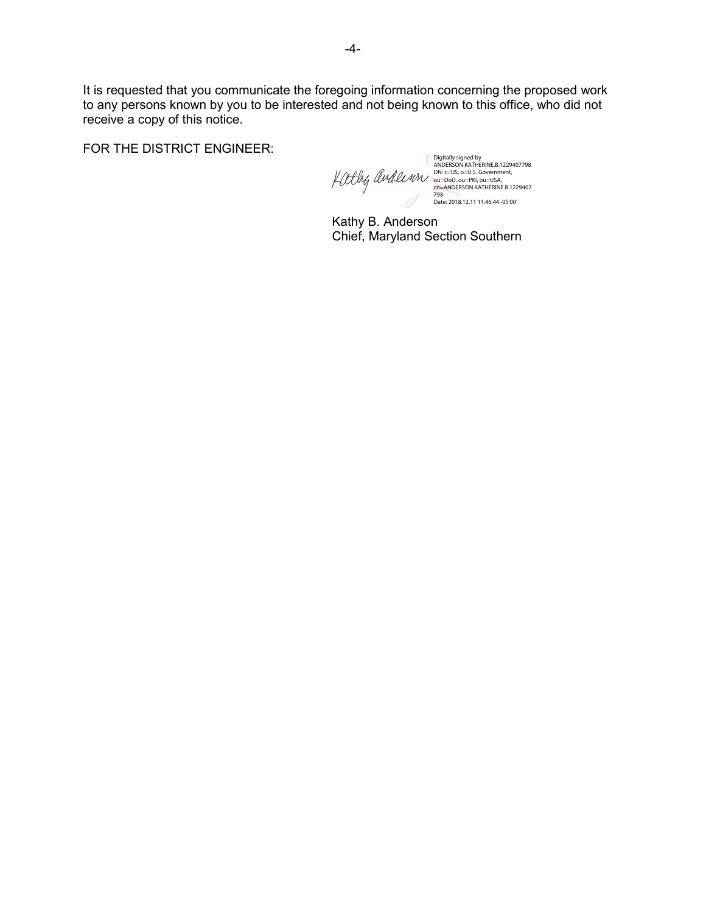It is requested that you communicate the foregoing information concerning the proposed work to any persons known by you to be interested and not being known to this office, who did not receive a copy of this notice.

FOR THE DISTRICT ENGINEER:

Kathy Anderson

Digitally signed by ANDERSON.KATHERINE.B.1229407798
DN: c=US, o=U.S. Government, ou=DoD, ou=PKI, ou=USA, cn=ANDERSON.KATHERINE.B.1229407798
Date: 2018.12.11 11:46:44 -05'00'

Kathy B. Anderson
Chief, Maryland Section Southern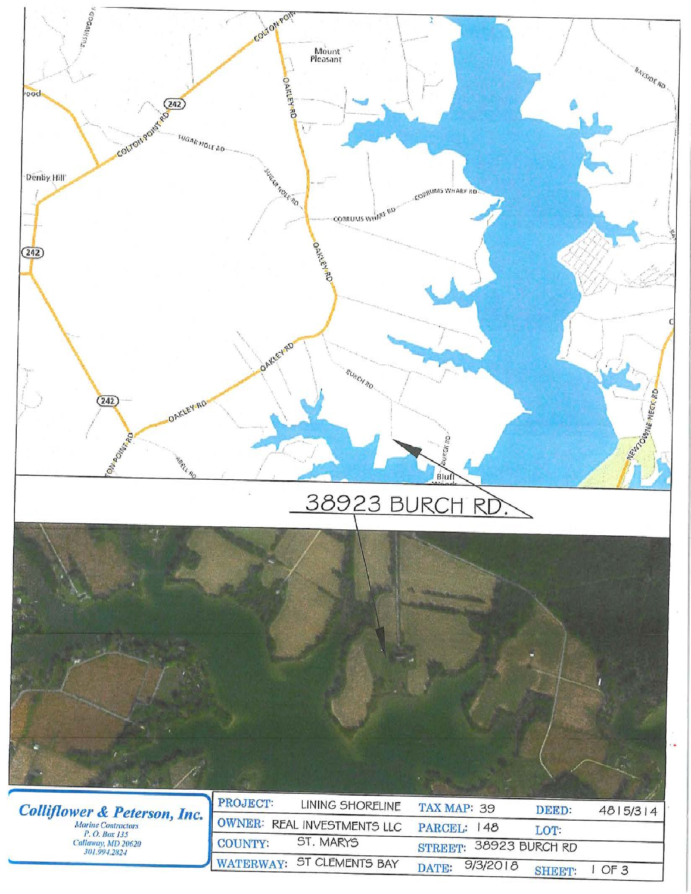38923 BURCH RD.

**Colliflower & Peterson, Inc.**

*Marine Contractors*
*P. O. Box 135*
*Callaway, MD 20620*
*301.994.2824*

| PROJECT: LINING SHORELINE | TAX MAP: 39 | DEED: 4815/314 |
| --- | --- | --- |
| OWNER: REAL INVESTMENTS LLC | PARCEL: 148 | LOT: |
| COUNTY: ST. MARYS | STREET: 38923 BURCH RD | |
| WATERWAY: ST CLEMENTS BAY | DATE: 9/3/2018 | SHEET: 1 OF 3 |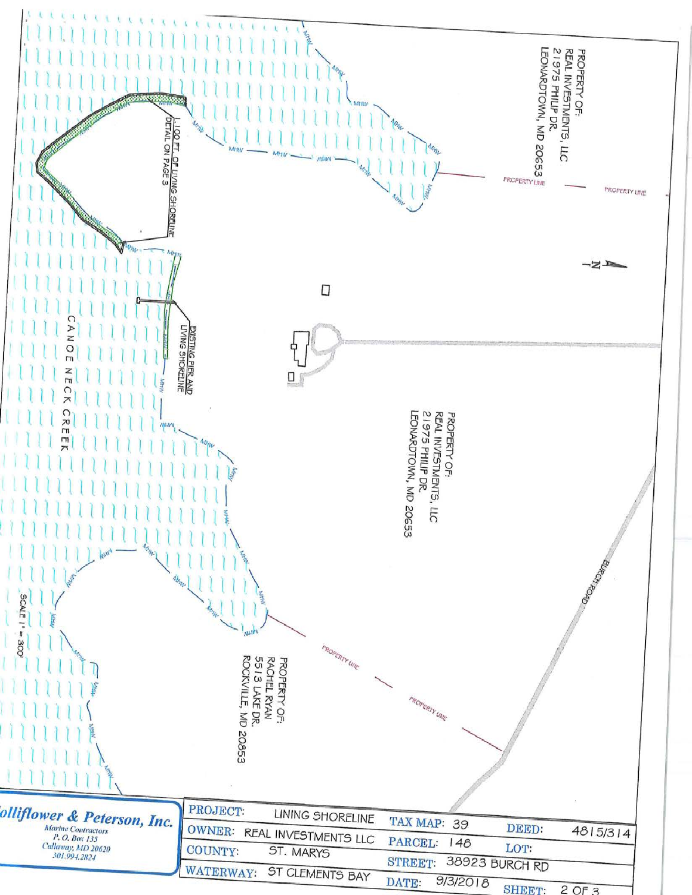PROPERTY OF:
REAL INVESTMENTS, LLC
21975 PHILIP DR.
LEONARDTOWN, MD 20653

PROPERTY LINE

PROPERTY LINE

N

1,100 FT. OF LIVING SHORELINE
DETAIL ON PAGE 3

EXISTING PIER AND
LIVING SHORELINE

PROPERTY OF:
REAL INVESTMENTS, LLC
21975 PHILIP DR.
LEONARDTOWN, MD 20653

BURCH ROAD

CANOE NECK CREEK

MHW

PROPERTY LINE

PROPERTY LINE

PROPERTY OF:
RACHEL RYAN
5513 LAKE DR.
ROCKVILLE, MD 20853

SCALE 1" = 300'

**Colliflower & Peterson, Inc.**
*Marine Contractors*
*P. O. Box 135*
*Callaway, MD 20620*
*301.994.2824*

| | | | | | |
|---|---|---|---|---|---|
| PROJECT: | LINING SHORELINE | TAX MAP: | 39 | DEED: | 4815/314 |
| OWNER: | REAL INVESTMENTS LLC | PARCEL: | 148 | LOT: | |
| COUNTY: | ST. MARYS | STREET: | 38923 BURCH RD | | |
| WATERWAY: | ST CLEMENTS BAY | DATE: | 9/3/2018 | SHEET: | 2 OF 3 |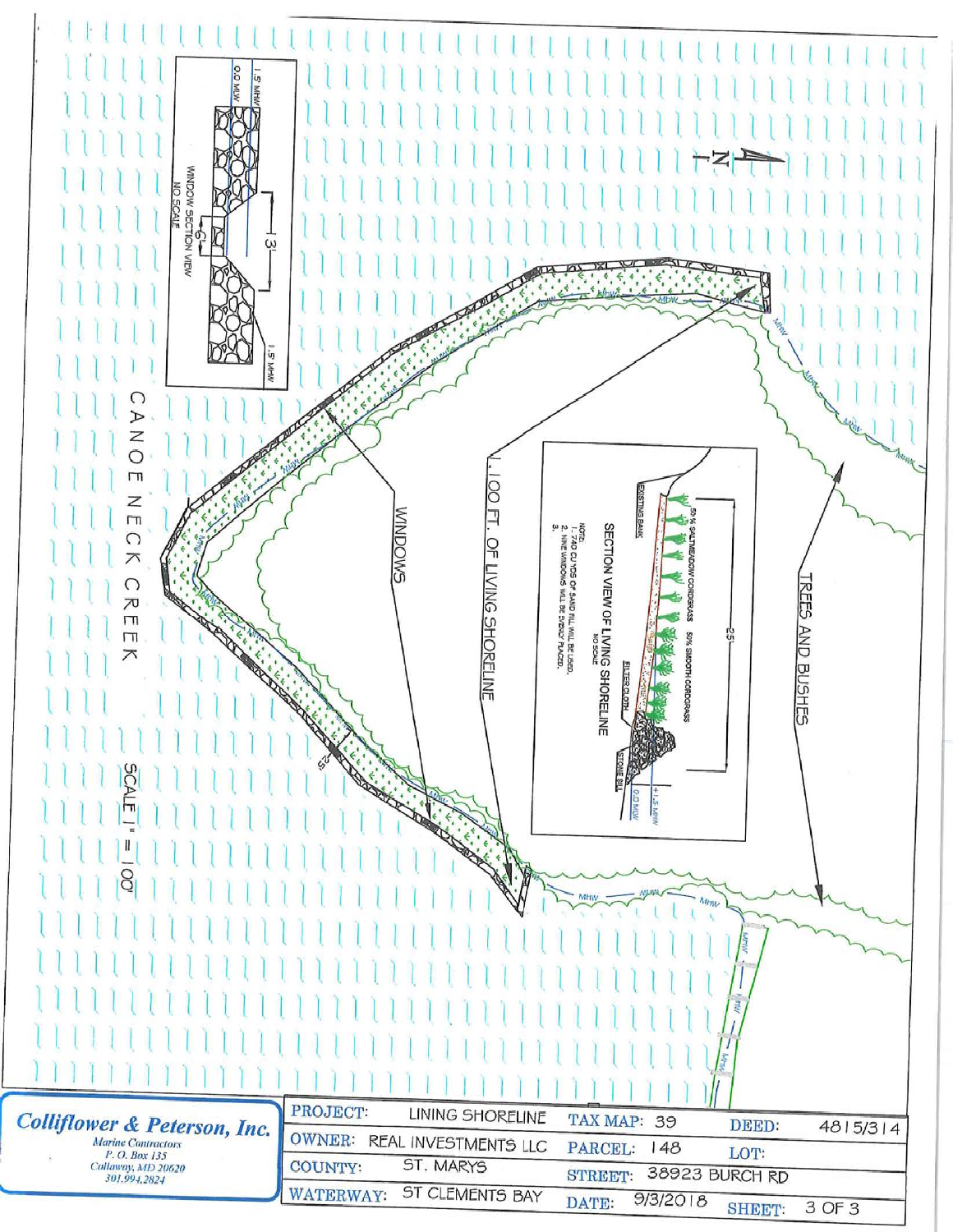N

WINDOW SECTION VIEW
NO SCALE

1.5' MHW
0.0 MLW
3'
6"
1.5' MHW

CANOE NECK CREEK

SCALE 1" = 100'

WINDOWS

100 FT. OF LIVING SHORELINE

TREES AND BUSHES

SECTION VIEW OF LIVING SHORELINE
NO SCALE

50 % SALTMEADOW CORDGRASS 50% SMOOTH CORDGRASS

25'

EXISTING BANK

FILTER CLOTH

STONE SILL

+ 1.5 MHW
0.0 MLW

NOTE:
1. 740 CU YDS OF SAND FILL WILL BE USED.
2. NINE WINDOWS WILL BE EVENLY PLACED.
3.

MHW

**Colliflower & Peterson, Inc.**
*Marine Contractors*
*P. O. Box 135*
*Callaway, MD 20620*
*301.994.2824*

| | | | | | |
|---|---|---|---|---|---|
| PROJECT: | LINING SHORELINE | TAX MAP: | 39 | DEED: | 4815/314 |
| OWNER: | REAL INVESTMENTS LLC | PARCEL: | 148 | LOT: | |
| COUNTY: | ST. MARYS | STREET: | 38923 BURCH RD | | |
| WATERWAY: | ST CLEMENTS BAY | DATE: | 9/3/2018 | SHEET: | 3 OF 3 |